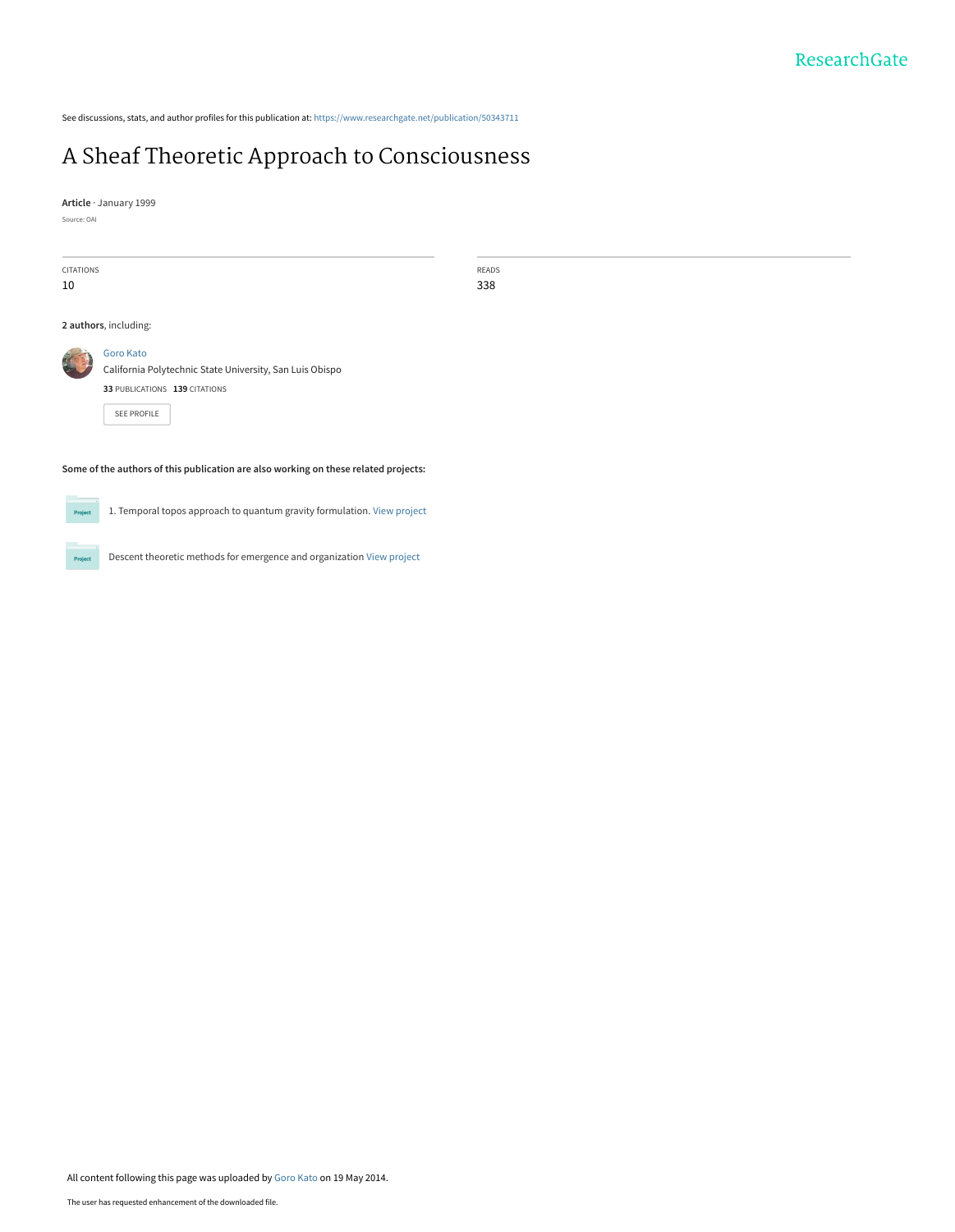See discussions, stats, and author profiles for this publication at: https://www.researchgate.net/publication/50343711

# A Sheaf Theoretic Approach to Consciousness

**Article** · January 1999

Source: OAI

| CITATIONS | READS |
|---|---|
| 10 | 338 |

**2 authors**, including:

Goro Kato
California Polytechnic State University, San Luis Obispo
**33** PUBLICATIONS **139** CITATIONS

SEE PROFILE

**Some of the authors of this publication are also working on these related projects:**

1. Temporal topos approach to quantum gravity formulation. View project

Descent theoretic methods for emergence and organization View project

All content following this page was uploaded by Goro Kato on 19 May 2014.

The user has requested enhancement of the downloaded file.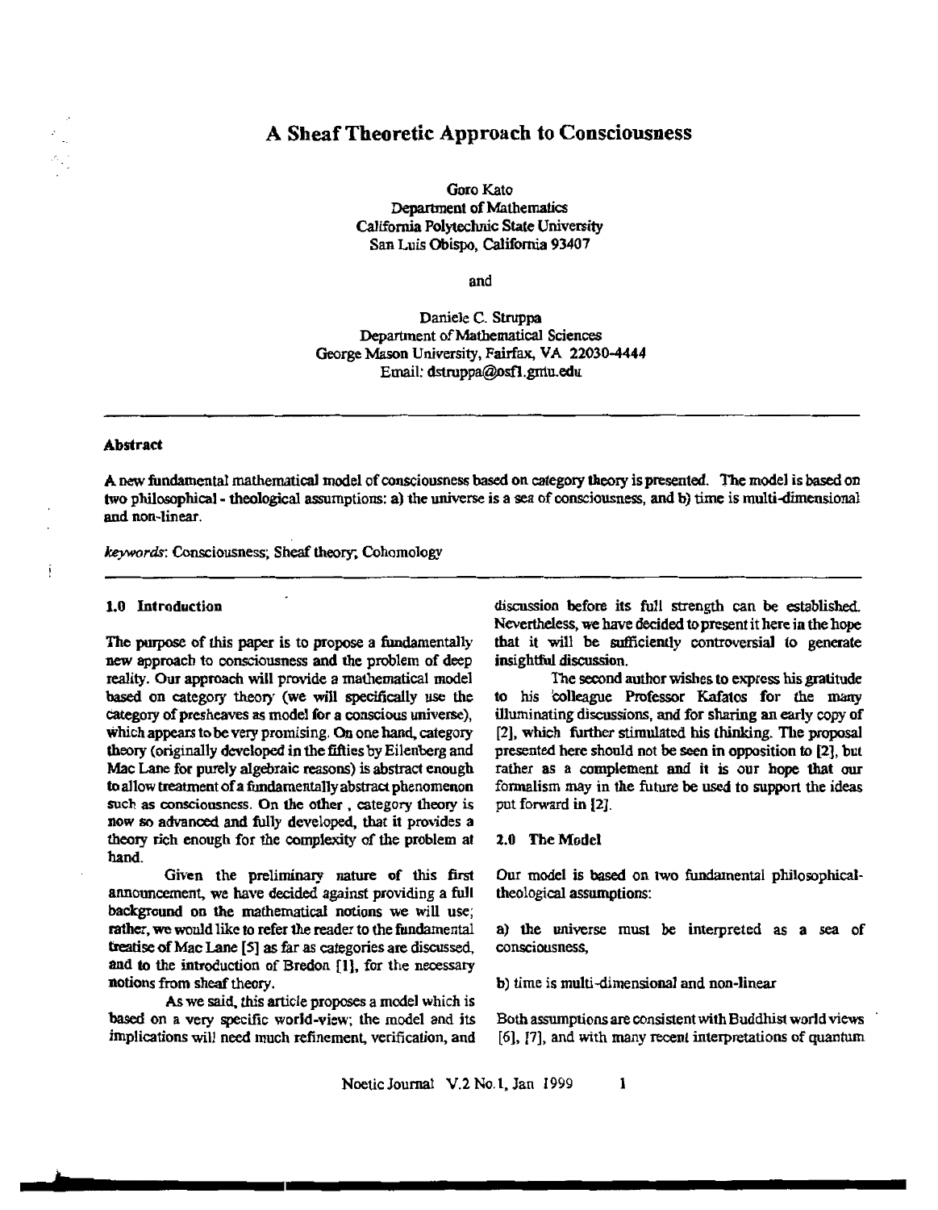# A Sheaf Theoretic Approach to Consciousness

Goro Kato
Department of Mathematics
California Polytechnic State University
San Luis Obispo, California 93407

and

Daniele C. Struppa
Department of Mathematical Sciences
George Mason University, Fairfax, VA 22030-4444
Email: dstruppa@osf1.gmu.edu

---

**Abstract**

A new fundamental mathematical model of consciousness based on category theory is presented. The model is based on two philosophical - theological assumptions: a) the universe is a sea of consciousness, and b) time is multi-dimensional and non-linear.

*keywords*: Consciousness; Sheaf theory; Cohomology

---

**1.0 Introduction**

The purpose of this paper is to propose a fundamentally new approach to consciousness and the problem of deep reality. Our approach will provide a mathematical model based on category theory (we will specifically use the category of presheaves as model for a conscious universe), which appears to be very promising. On one hand, category theory (originally developed in the fifties by Eilenberg and Mac Lane for purely algebraic reasons) is abstract enough to allow treatment of a fundamentally abstract phenomenon such as consciousness. On the other , category theory is now so advanced and fully developed, that it provides a theory rich enough for the complexity of the problem at hand.

Given the preliminary nature of this first announcement, we have decided against providing a full background on the mathematical notions we will use; rather, we would like to refer the reader to the fundamental treatise of Mac Lane [5] as far as categories are discussed, and to the introduction of Bredon [1], for the necessary notions from sheaf theory.

As we said, this article proposes a model which is based on a very specific world-view; the model and its implications will need much refinement, verification, and discussion before its full strength can be established. Nevertheless, we have decided to present it here in the hope that it will be sufficiently controversial to generate insightful discussion.

The second author wishes to express his gratitude to his colleague Professor Kafatos for the many illuminating discussions, and for sharing an early copy of [2], which further stimulated his thinking. The proposal presented here should not be seen in opposition to [2], but rather as a complement and it is our hope that our formalism may in the future be used to support the ideas put forward in [2].

**2.0 The Model**

Our model is based on two fundamental philosophical-theological assumptions:

a) the universe must be interpreted as a sea of consciousness,

b) time is multi-dimensional and non-linear

Both assumptions are consistent with Buddhist world views [6], [7], and with many recent interpretations of quantum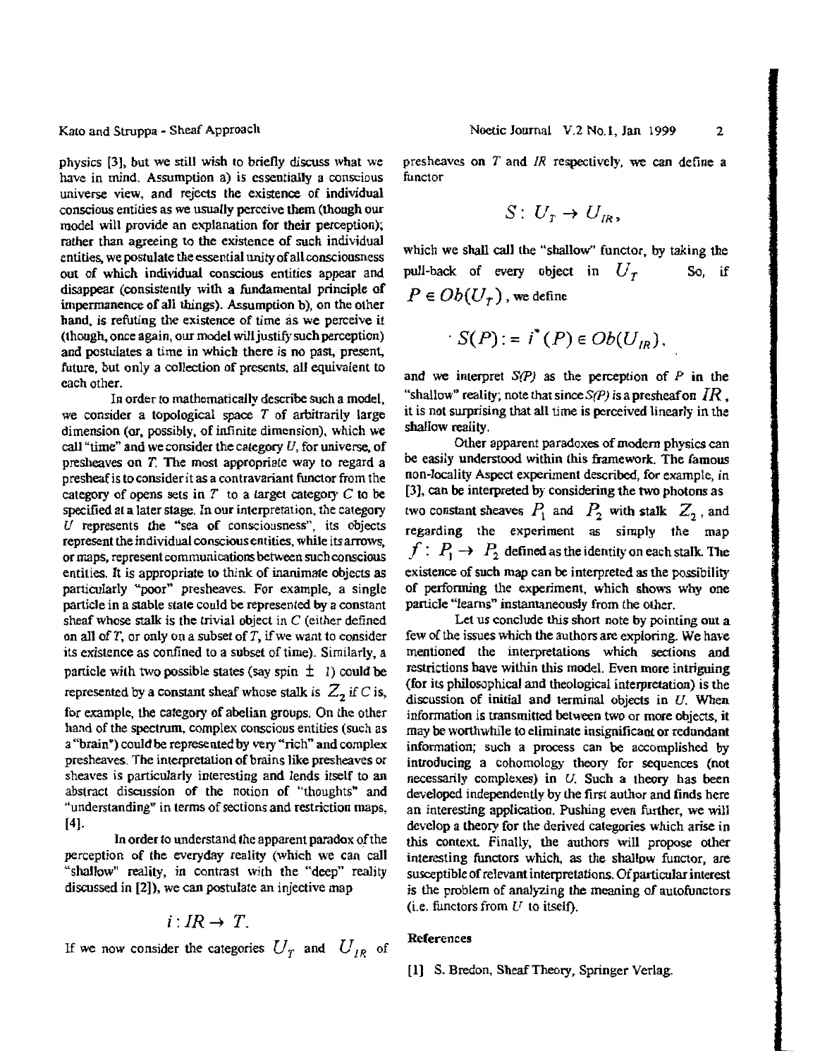physics [3], but we still wish to briefly discuss what we have in mind. Assumption a) is essentially a conscious universe view, and rejects the existence of individual conscious entities as we usually perceive them (though our model will provide an explanation for their perception); rather than agreeing to the existence of such individual entities, we postulate the essential unity of all consciousness out of which individual conscious entities appear and disappear (consistently with a fundamental principle of impermanence of all things). Assumption b), on the other hand, is refuting the existence of time as we perceive it (though, once again, our model will justify such perception) and postulates a time in which there is no past, present, future, but only a collection of presents, all equivalent to each other.

In order to mathematically describe such a model, we consider a topological space $T$ of arbitrarily large dimension (or, possibly, of infinite dimension), which we call "time" and we consider the category $U$, for universe, of presheaves on $T$. The most appropriate way to regard a presheaf is to consider it as a contravariant functor from the category of opens sets in $T$ to a target category $C$ to be specified at a later stage. In our interpretation, the category $U$ represents the "sea of consciousness", its objects represent the individual conscious entities, while its arrows, or maps, represent communications between such conscious entities. It is appropriate to think of inanimate objects as particularly "poor" presheaves. For example, a single particle in a stable state could be represented by a constant sheaf whose stalk is the trivial object in $C$ (either defined on all of $T$, or only on a subset of $T$, if we want to consider its existence as confined to a subset of time). Similarly, a particle with two possible states (say spin $\pm 1$) could be represented by a constant sheaf whose stalk is $Z_2$ if $C$ is, for example, the category of abelian groups. On the other hand of the spectrum, complex conscious entities (such as a "brain") could be represented by very "rich" and complex presheaves. The interpretation of brains like presheaves or sheaves is particularly interesting and lends itself to an abstract discussion of the notion of "thoughts" and "understanding" in terms of sections and restriction maps, [4].

In order to understand the apparent paradox of the perception of the everyday reality (which we can call "shallow" reality, in contrast with the "deep" reality discussed in [2]), we can postulate an injective map

$$i : IR \to T.$$

If we now consider the categories $U_T$ and $U_{IR}$ of presheaves on $T$ and $IR$ respectively, we can define a functor

$$S : U_T \to U_{IR},$$

which we shall call the "shallow" functor, by taking the pull-back of every object in $U_T$. So, if $P \in Ob(U_T)$, we define

$$S(P) := i^*(P) \in Ob(U_{IR}),$$

and we interpret $S(P)$ as the perception of $P$ in the "shallow" reality; note that since $S(P)$ is a presheaf on $IR$, it is not surprising that all time is perceived linearly in the shallow reality.

Other apparent paradoxes of modern physics can be easily understood within this framework. The famous non-locality Aspect experiment described, for example, in [3], can be interpreted by considering the two photons as two constant sheaves $P_1$ and $P_2$ with stalk $Z_2$, and regarding the experiment as simply the map $f : P_1 \to P_2$ defined as the identity on each stalk. The existence of such map can be interpreted as the possibility of performing the experiment, which shows why one particle "learns" instantaneously from the other.

Let us conclude this short note by pointing out a few of the issues which the authors are exploring. We have mentioned the interpretations which sections and restrictions have within this model. Even more intriguing (for its philosophical and theological interpretation) is the discussion of initial and terminal objects in $U$. When information is transmitted between two or more objects, it may be worthwhile to eliminate insignificant or redundant information; such a process can be accomplished by introducing a cohomology theory for sequences (not necessarily complexes) in $U$. Such a theory has been developed independently by the first author and finds here an interesting application. Pushing even further, we will develop a theory for the derived categories which arise in this context. Finally, the authors will propose other interesting functors which, as the shallow functor, are susceptible of relevant interpretations. Of particular interest is the problem of analyzing the meaning of autofunctors (i.e. functors from $U$ to itself).

## References

[1] S. Bredon, Sheaf Theory, Springer Verlag.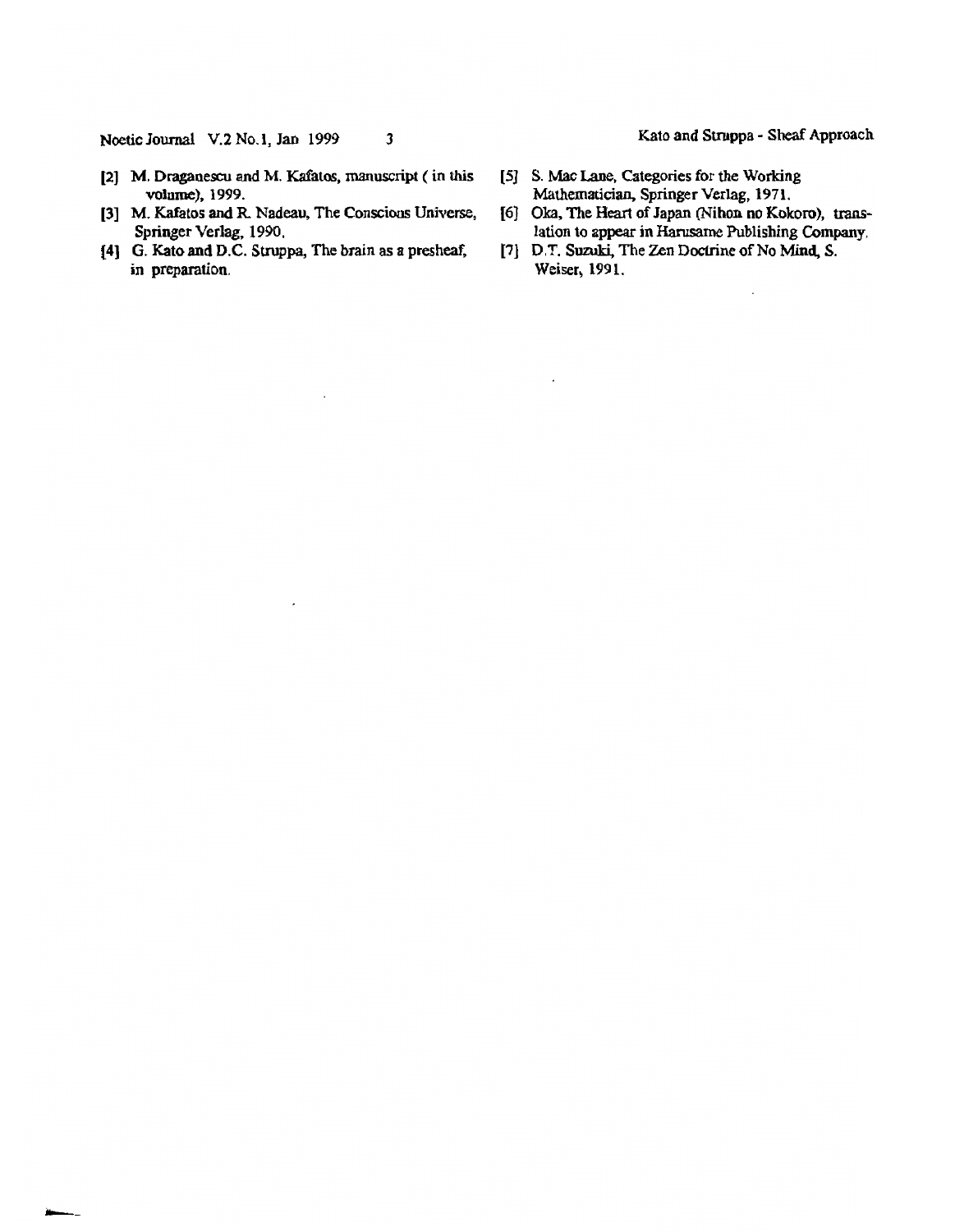[2] M. Draganescu and M. Kafatos, manuscript ( in this volume), 1999.

[3] M. Kafatos and R. Nadeau, The Conscious Universe, Springer Verlag, 1990.

[4] G. Kato and D.C. Struppa, The brain as a presheaf, in preparation.

[5] S. Mac Lane, Categories for the Working Mathematician, Springer Verlag, 1971.

[6] Oka, The Heart of Japan (Nihon no Kokoro), translation to appear in Harusame Publishing Company.

[7] D.T. Suzuki, The Zen Doctrine of No Mind, S. Weiser, 1991.